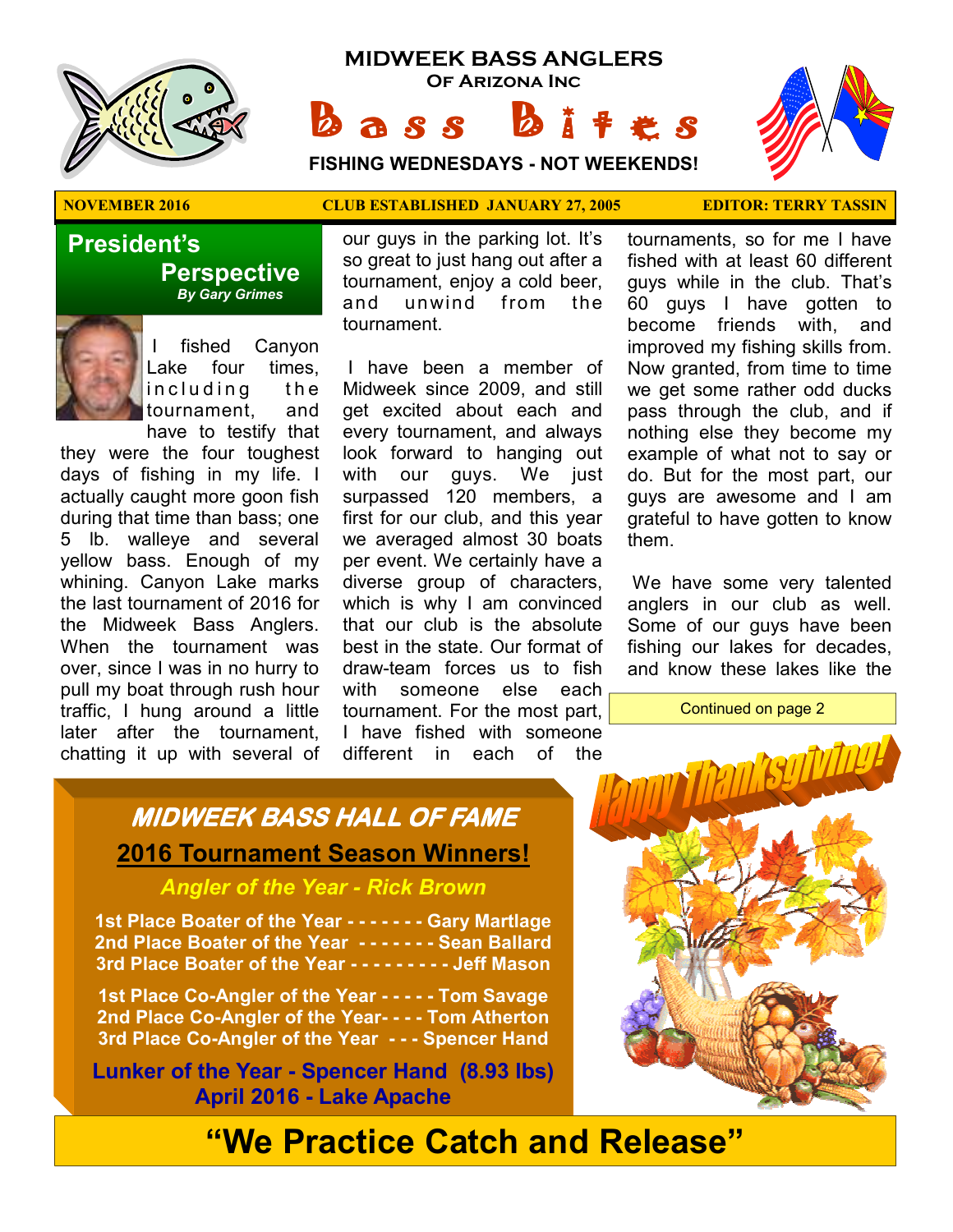# MIDWEEK BASS ANGLERS

**Of Arizona Inc**

# Bass Bites

**FISHING WEDNESDAYS - NOT WEEKENDS!**

**NOVEMBER 2016** | **CLUB ESTABLISHED JANUARY 27, 2005** | **EDITOR: TERRY TASSIN**

## President's Perspective

***By Gary Grimes***

I fished Canyon Lake four times, including the tournament, and have to testify that they were the four toughest days of fishing in my life. I actually caught more goon fish during that time than bass; one 5 lb. walleye and several yellow bass. Enough of my whining. Canyon Lake marks the last tournament of 2016 for the Midweek Bass Anglers. When the tournament was over, since I was in no hurry to pull my boat through rush hour traffic, I hung around a little later after the tournament, chatting it up with several of our guys in the parking lot. It's so great to just hang out after a tournament, enjoy a cold beer, and unwind from the tournament.

I have been a member of Midweek since 2009, and still get excited about each and every tournament, and always look forward to hanging out with our guys. We just surpassed 120 members, a first for our club, and this year we averaged almost 30 boats per event. We certainly have a diverse group of characters, which is why I am convinced that our club is the absolute best in the state. Our format of draw-team forces us to fish with someone else each tournament. For the most part, I have fished with someone different in each of the tournaments, so for me I have fished with at least 60 different guys while in the club. That's 60 guys I have gotten to become friends with, and improved my fishing skills from. Now granted, from time to time we get some rather odd ducks pass through the club, and if nothing else they become my example of what not to say or do. But for the most part, our guys are awesome and I am grateful to have gotten to know them.

We have some very talented anglers in our club as well. Some of our guys have been fishing our lakes for decades, and know these lakes like the

Continued on page 2

## MIDWEEK BASS HALL OF FAME

**2016 Tournament Season Winners!**

***Angler of the Year - Rick Brown***

**1st Place Boater of the Year - - - - - - - Gary Martlage**
**2nd Place Boater of the Year - - - - - - - Sean Ballard**
**3rd Place Boater of the Year - - - - - - - - - Jeff Mason**

**1st Place Co-Angler of the Year - - - - - Tom Savage**
**2nd Place Co-Angler of the Year- - - - Tom Atherton**
**3rd Place Co-Angler of the Year - - - Spencer Hand**

**Lunker of the Year - Spencer Hand (8.93 lbs)**
**April 2016 - Lake Apache**

Happy Thanksgiving!

## "We Practice Catch and Release"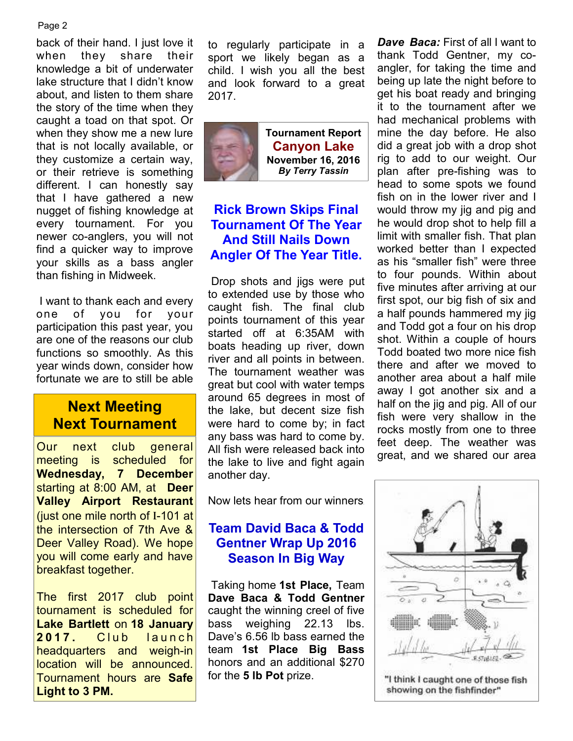back of their hand. I just love it when they share their knowledge a bit of underwater lake structure that I didn't know about, and listen to them share the story of the time when they caught a toad on that spot. Or when they show me a new lure that is not locally available, or they customize a certain way, or their retrieve is something different. I can honestly say that I have gathered a new nugget of fishing knowledge at every tournament. For you newer co-anglers, you will not find a quicker way to improve your skills as a bass angler than fishing in Midweek.

I want to thank each and every one of you for your participation this past year, you are one of the reasons our club functions so smoothly. As this year winds down, consider how fortunate we are to still be able to regularly participate in a sport we likely began as a child. I wish you all the best and look forward to a great 2017.

## Next Meeting Next Tournament

Our next club general meeting is scheduled for **Wednesday, 7 December** starting at 8:00 AM, at **Deer Valley Airport Restaurant** (just one mile north of I-101 at the intersection of 7th Ave & Deer Valley Road). We hope you will come early and have breakfast together.

The first 2017 club point tournament is scheduled for **Lake Bartlett** on **18 January 2017.** Club launch headquarters and weigh-in location will be announced. Tournament hours are **Safe Light to 3 PM.**

**Tournament Report**
**Canyon Lake**
**November 16, 2016**
***By Terry Tassin***

## Rick Brown Skips Final Tournament Of The Year And Still Nails Down Angler Of The Year Title.

Drop shots and jigs were put to extended use by those who caught fish. The final club points tournament of this year started off at 6:35AM with boats heading up river, down river and all points in between. The tournament weather was great but cool with water temps around 65 degrees in most of the lake, but decent size fish were hard to come by; in fact any bass was hard to come by. All fish were released back into the lake to live and fight again another day.

Now lets hear from our winners.

## Team David Baca & Todd Gentner Wrap Up 2016 Season In Big Way

Taking home **1st Place,** Team **Dave Baca & Todd Gentner** caught the winning creel of five bass weighing 22.13 lbs. Dave's 6.56 lb bass earned the team **1st Place Big Bass** honors and an additional $270 for the **5 lb Pot** prize.

***Dave Baca:*** First of all I want to thank Todd Gentner, my co-angler, for taking the time and being up late the night before to get his boat ready and bringing it to the tournament after we had mechanical problems with mine the day before. He also did a great job with a drop shot rig to add to our weight. Our plan after pre-fishing was to head to some spots we found fish on in the lower river and I would throw my jig and pig and he would drop shot to help fill a limit with smaller fish. That plan worked better than I expected as his "smaller fish" were three to four pounds. Within about five minutes after arriving at our first spot, our big fish of six and a half pounds hammered my jig and Todd got a four on his drop shot. Within a couple of hours Todd boated two more nice fish there and after we moved to another area about a half mile away I got another six and a half on the jig and pig. All of our fish were very shallow in the rocks mostly from one to three feet deep. The weather was great, and we shared our area

"I think I caught one of those fish showing on the fishfinder"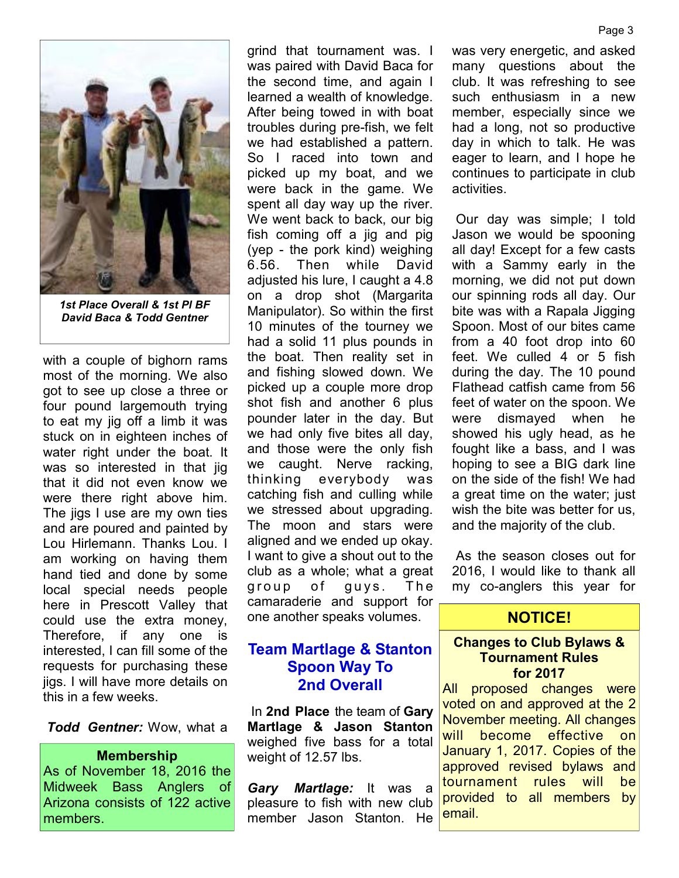*1st Place Overall & 1st Pl BF*
*David Baca & Todd Gentner*

with a couple of bighorn rams most of the morning. We also got to see up close a three or four pound largemouth trying to eat my jig off a limb it was stuck on in eighteen inches of water right under the boat. It was so interested in that jig that it did not even know we were there right above him. The jigs I use are my own ties and are poured and painted by Lou Hirlemann. Thanks Lou. I am working on having them hand tied and done by some local special needs people here in Prescott Valley that could use the extra money, Therefore, if any one is interested, I can fill some of the requests for purchasing these jigs. I will have more details on this in a few weeks.

***Todd Gentner:*** Wow, what a grind that tournament was. I was paired with David Baca for the second time, and again I learned a wealth of knowledge. After being towed in with boat troubles during pre-fish, we felt we had established a pattern. So I raced into town and picked up my boat, and we were back in the game. We spent all day way up the river. We went back to back, our big fish coming off a jig and pig (yep - the pork kind) weighing 6.56. Then while David adjusted his lure, I caught a 4.8 on a drop shot (Margarita Manipulator). So within the first 10 minutes of the tourney we had a solid 11 plus pounds in the boat. Then reality set in and fishing slowed down. We picked up a couple more drop shot fish and another 6 plus pounder later in the day. But we had only five bites all day, and those were the only fish we caught. Nerve racking, thinking everybody was catching fish and culling while we stressed about upgrading. The moon and stars were aligned and we ended up okay. I want to give a shout out to the club as a whole; what a great group of guys. The camaraderie and support for one another speaks volumes.

**Membership**

As of November 18, 2016 the Midweek Bass Anglers of Arizona consists of 122 active members.

## Team Martlage & Stanton Spoon Way To 2nd Overall

In **2nd Place** the team of **Gary Martlage & Jason Stanton** weighed five bass for a total weight of 12.57 lbs.

***Gary Martlage:*** It was a pleasure to fish with new club member Jason Stanton. He was very energetic, and asked many questions about the club. It was refreshing to see such enthusiasm in a new member, especially since we had a long, not so productive day in which to talk. He was eager to learn, and I hope he continues to participate in club activities.

Our day was simple; I told Jason we would be spooning all day! Except for a few casts with a Sammy early in the morning, we did not put down our spinning rods all day. Our bite was with a Rapala Jigging Spoon. Most of our bites came from a 40 foot drop into 60 feet. We culled 4 or 5 fish during the day. The 10 pound Flathead catfish came from 56 feet of water on the spoon. We were dismayed when he showed his ugly head, as he fought like a bass, and I was hoping to see a BIG dark line on the side of the fish! We had a great time on the water; just wish the bite was better for us, and the majority of the club.

As the season closes out for 2016, I would like to thank all my co-anglers this year for

**NOTICE!**

**Changes to Club Bylaws & Tournament Rules for 2017**

All proposed changes were voted on and approved at the 2 November meeting. All changes will become effective on January 1, 2017. Copies of the approved revised bylaws and tournament rules will be provided to all members by email.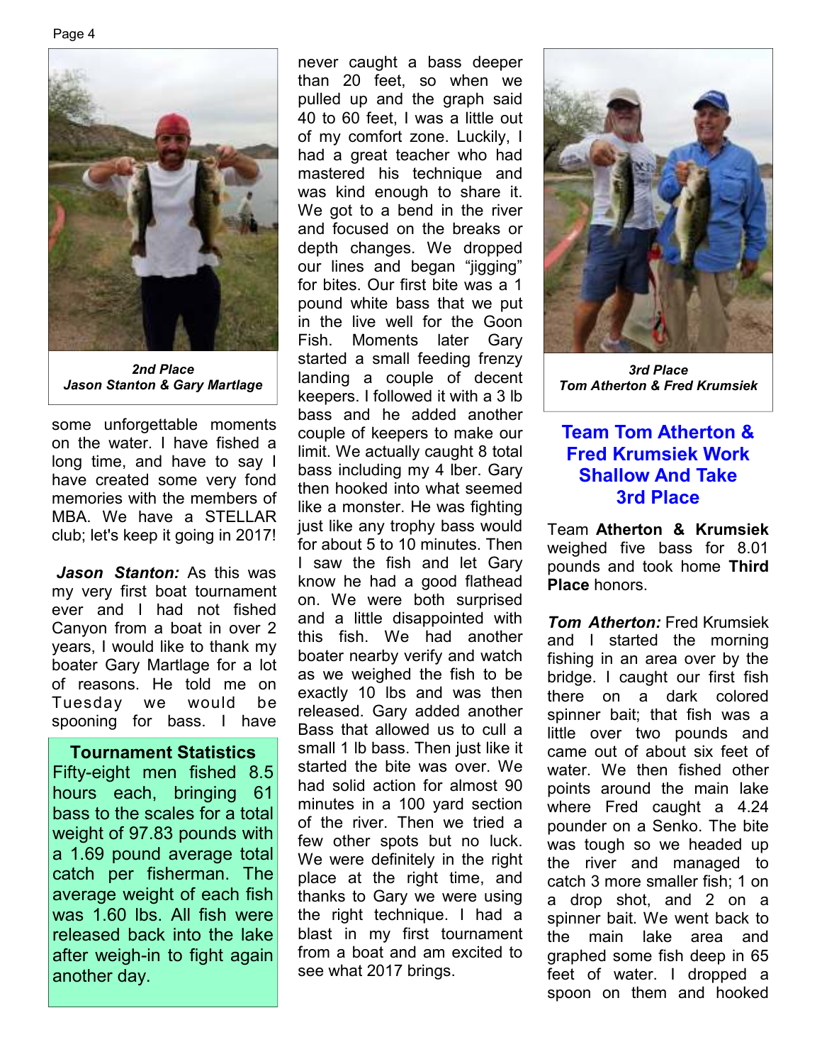*2nd Place*
*Jason Stanton & Gary Martlage*

some unforgettable moments on the water. I have fished a long time, and have to say I have created some very fond memories with the members of MBA. We have a STELLAR club; let's keep it going in 2017!

***Jason Stanton:*** As this was my very first boat tournament ever and I had not fished Canyon from a boat in over 2 years, I would like to thank my boater Gary Martlage for a lot of reasons. He told me on Tuesday we would be spooning for bass. I have never caught a bass deeper than 20 feet, so when we pulled up and the graph said 40 to 60 feet, I was a little out of my comfort zone. Luckily, I had a great teacher who had mastered his technique and was kind enough to share it. We got to a bend in the river and focused on the breaks or depth changes. We dropped our lines and began "jigging" for bites. Our first bite was a 1 pound white bass that we put in the live well for the Goon Fish. Moments later Gary started a small feeding frenzy landing a couple of decent keepers. I followed it with a 3 lb bass and he added another couple of keepers to make our limit. We actually caught 8 total bass including my 4 lber. Gary then hooked into what seemed like a monster. He was fighting just like any trophy bass would for about 5 to 10 minutes. Then I saw the fish and let Gary know he had a good flathead on. We were both surprised and a little disappointed with this fish. We had another boater nearby verify and watch as we weighed the fish to be exactly 10 lbs and was then released. Gary added another Bass that allowed us to cull a small 1 lb bass. Then just like it started the bite was over. We had solid action for almost 90 minutes in a 100 yard section of the river. Then we tried a few other spots but no luck. We were definitely in the right place at the right time, and thanks to Gary we were using the right technique. I had a blast in my first tournament from a boat and am excited to see what 2017 brings.

### Tournament Statistics

Fifty-eight men fished 8.5 hours each, bringing 61 bass to the scales for a total weight of 97.83 pounds with a 1.69 pound average total catch per fisherman. The average weight of each fish was 1.60 lbs. All fish were released back into the lake after weigh-in to fight again another day.

*3rd Place*
*Tom Atherton & Fred Krumsiek*

## Team Tom Atherton & Fred Krumsiek Work Shallow And Take 3rd Place

Team **Atherton & Krumsiek** weighed five bass for 8.01 pounds and took home **Third Place** honors.

***Tom Atherton:*** Fred Krumsiek and I started the morning fishing in an area over by the bridge. I caught our first fish there on a dark colored spinner bait; that fish was a little over two pounds and came out of about six feet of water. We then fished other points around the main lake where Fred caught a 4.24 pounder on a Senko. The bite was tough so we headed up the river and managed to catch 3 more smaller fish; 1 on a drop shot, and 2 on a spinner bait. We went back to the main lake area and graphed some fish deep in 65 feet of water. I dropped a spoon on them and hooked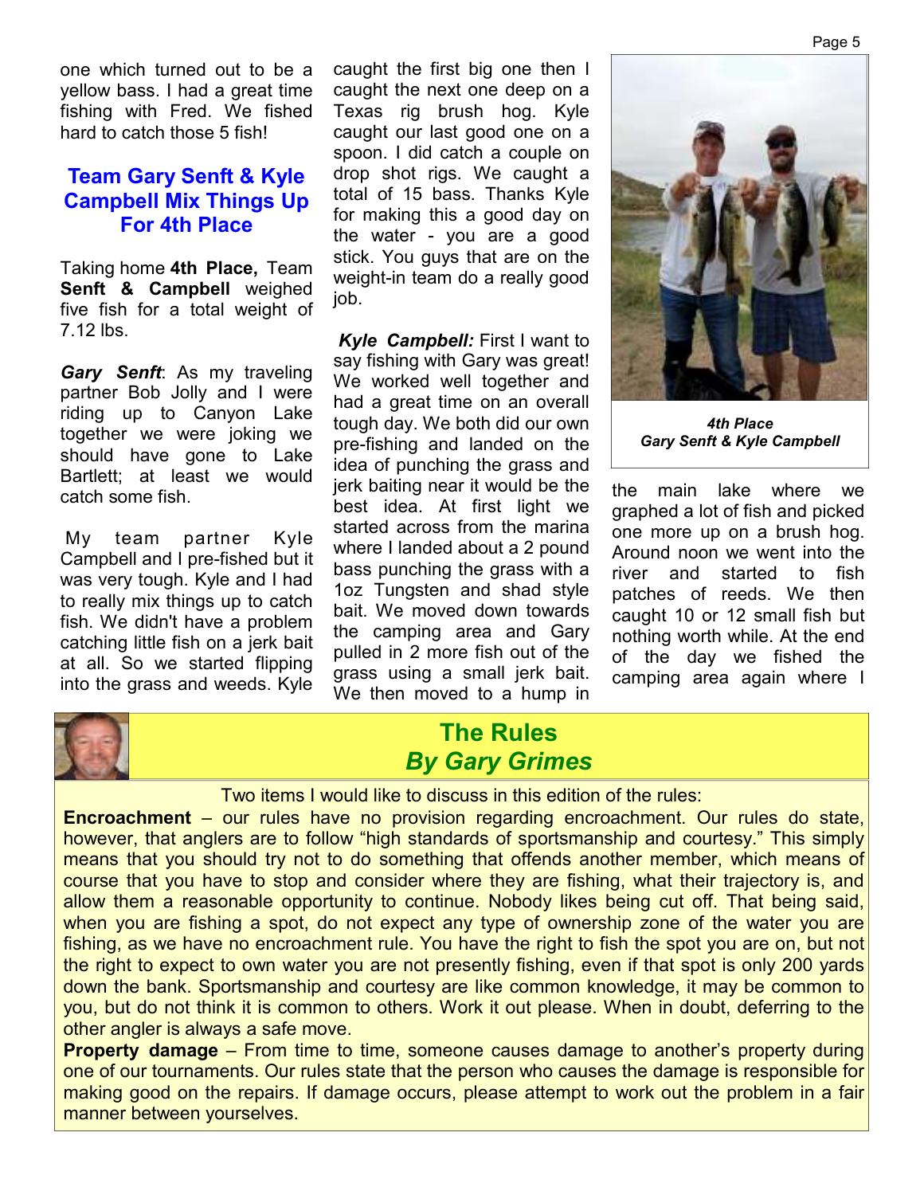one which turned out to be a yellow bass. I had a great time fishing with Fred. We fished hard to catch those 5 fish!

## Team Gary Senft & Kyle Campbell Mix Things Up For 4th Place

Taking home **4th Place,** Team **Senft & Campbell** weighed five fish for a total weight of 7.12 lbs.

***Gary Senft***: As my traveling partner Bob Jolly and I were riding up to Canyon Lake together we were joking we should have gone to Lake Bartlett; at least we would catch some fish.

My team partner Kyle Campbell and I pre-fished but it was very tough. Kyle and I had to really mix things up to catch fish. We didn't have a problem catching little fish on a jerk bait at all. So we started flipping into the grass and weeds. Kyle caught the first big one then I caught the next one deep on a Texas rig brush hog. Kyle caught our last good one on a spoon. I did catch a couple on drop shot rigs. We caught a total of 15 bass. Thanks Kyle for making this a good day on the water - you are a good stick. You guys that are on the weight-in team do a really good job.

***Kyle Campbell:*** First I want to say fishing with Gary was great! We worked well together and had a great time on an overall tough day. We both did our own pre-fishing and landed on the idea of punching the grass and jerk baiting near it would be the best idea. At first light we started across from the marina where I landed about a 2 pound bass punching the grass with a 1oz Tungsten and shad style bait. We moved down towards the camping area and Gary pulled in 2 more fish out of the grass using a small jerk bait. We then moved to a hump in the main lake where we graphed a lot of fish and picked one more up on a brush hog. Around noon we went into the river and started to fish patches of reeds. We then caught 10 or 12 small fish but nothing worth while. At the end of the day we fished the camping area again where I

***4th Place***
***Gary Senft & Kyle Campbell***

## The Rules
### *By Gary Grimes*

Two items I would like to discuss in this edition of the rules:

**Encroachment** – our rules have no provision regarding encroachment. Our rules do state, however, that anglers are to follow "high standards of sportsmanship and courtesy." This simply means that you should try not to do something that offends another member, which means of course that you have to stop and consider where they are fishing, what their trajectory is, and allow them a reasonable opportunity to continue. Nobody likes being cut off. That being said, when you are fishing a spot, do not expect any type of ownership zone of the water you are fishing, as we have no encroachment rule. You have the right to fish the spot you are on, but not the right to expect to own water you are not presently fishing, even if that spot is only 200 yards down the bank. Sportsmanship and courtesy are like common knowledge, it may be common to you, but do not think it is common to others. Work it out please. When in doubt, deferring to the other angler is always a safe move.

**Property damage** – From time to time, someone causes damage to another's property during one of our tournaments. Our rules state that the person who causes the damage is responsible for making good on the repairs. If damage occurs, please attempt to work out the problem in a fair manner between yourselves.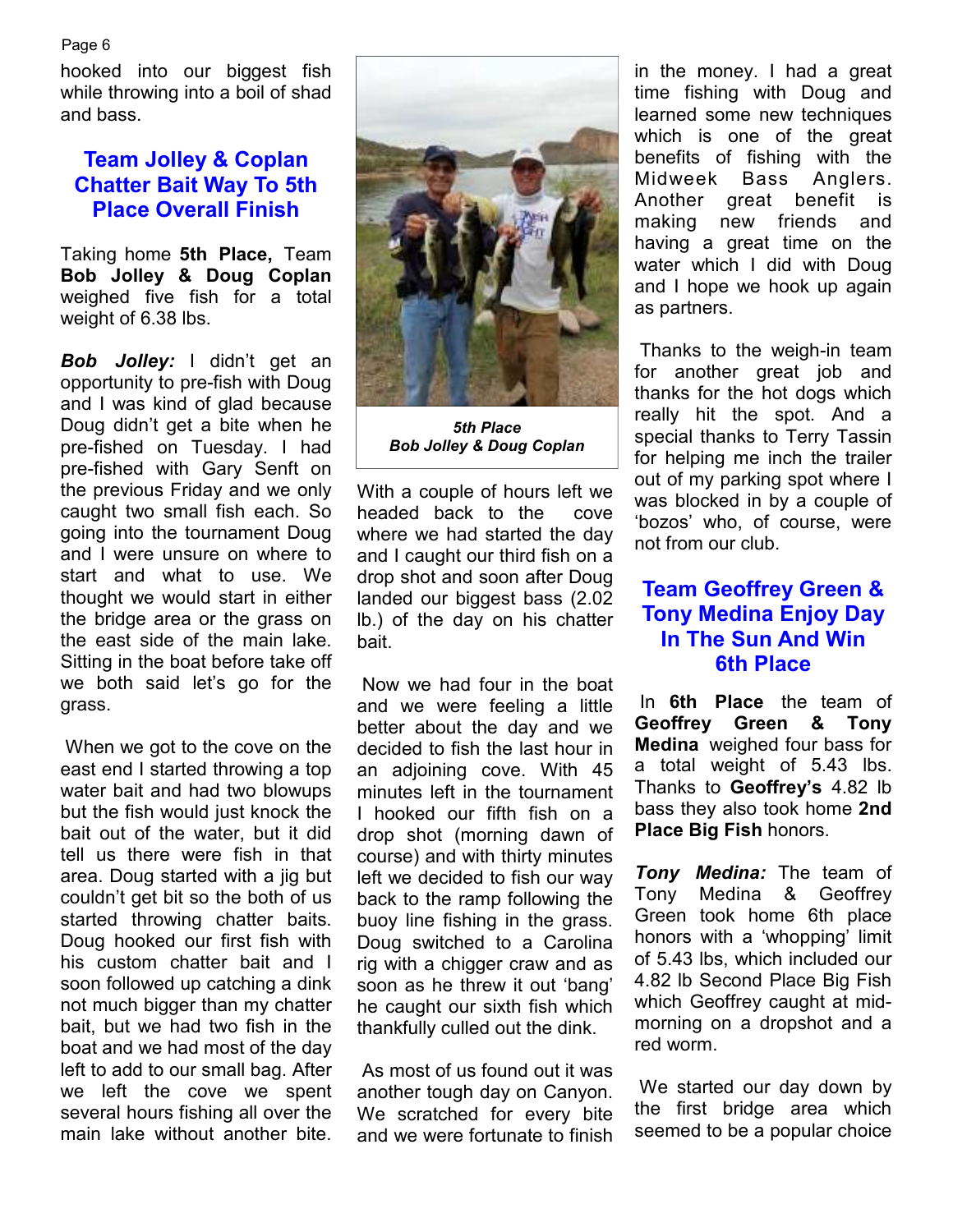hooked into our biggest fish while throwing into a boil of shad and bass.

## Team Jolley & Coplan Chatter Bait Way To 5th Place Overall Finish

Taking home **5th Place,** Team **Bob Jolley & Doug Coplan** weighed five fish for a total weight of 6.38 lbs.

***Bob Jolley:*** I didn't get an opportunity to pre-fish with Doug and I was kind of glad because Doug didn't get a bite when he pre-fished on Tuesday. I had pre-fished with Gary Senft on the previous Friday and we only caught two small fish each. So going into the tournament Doug and I were unsure on where to start and what to use. We thought we would start in either the bridge area or the grass on the east side of the main lake. Sitting in the boat before take off we both said let's go for the grass.

When we got to the cove on the east end I started throwing a top water bait and had two blowups but the fish would just knock the bait out of the water, but it did tell us there were fish in that area. Doug started with a jig but couldn't get bit so the both of us started throwing chatter baits. Doug hooked our first fish with his custom chatter bait and I soon followed up catching a dink not much bigger than my chatter bait, but we had two fish in the boat and we had most of the day left to add to our small bag. After we left the cove we spent several hours fishing all over the main lake without another bite.

***5th Place***
***Bob Jolley & Doug Coplan***

With a couple of hours left we headed back to the cove where we had started the day and I caught our third fish on a drop shot and soon after Doug landed our biggest bass (2.02 lb.) of the day on his chatter bait.

Now we had four in the boat and we were feeling a little better about the day and we decided to fish the last hour in an adjoining cove. With 45 minutes left in the tournament I hooked our fifth fish on a drop shot (morning dawn of course) and with thirty minutes left we decided to fish our way back to the ramp following the buoy line fishing in the grass. Doug switched to a Carolina rig with a chigger craw and as soon as he threw it out 'bang' he caught our sixth fish which thankfully culled out the dink.

As most of us found out it was another tough day on Canyon. We scratched for every bite and we were fortunate to finish in the money. I had a great time fishing with Doug and learned some new techniques which is one of the great benefits of fishing with the Midweek Bass Anglers. Another great benefit is making new friends and having a great time on the water which I did with Doug and I hope we hook up again as partners.

Thanks to the weigh-in team for another great job and thanks for the hot dogs which really hit the spot. And a special thanks to Terry Tassin for helping me inch the trailer out of my parking spot where I was blocked in by a couple of 'bozos' who, of course, were not from our club.

## Team Geoffrey Green & Tony Medina Enjoy Day In The Sun And Win 6th Place

In **6th Place** the team of **Geoffrey Green & Tony Medina** weighed four bass for a total weight of 5.43 lbs. Thanks to **Geoffrey's** 4.82 lb bass they also took home **2nd Place Big Fish** honors.

***Tony Medina:*** The team of Tony Medina & Geoffrey Green took home 6th place honors with a 'whopping' limit of 5.43 lbs, which included our 4.82 lb Second Place Big Fish which Geoffrey caught at mid-morning on a dropshot and a red worm.

We started our day down by the first bridge area which seemed to be a popular choice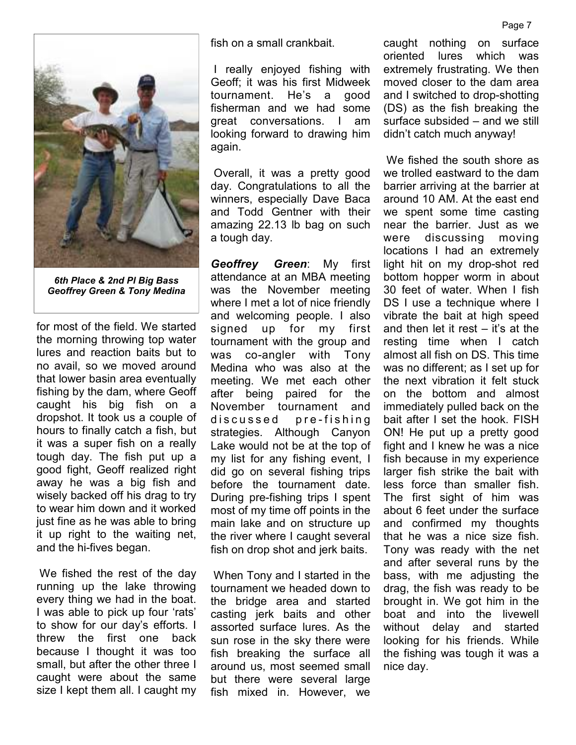*6th Place & 2nd Pl Big Bass Geoffrey Green & Tony Medina*

for most of the field. We started the morning throwing top water lures and reaction baits but to no avail, so we moved around that lower basin area eventually fishing by the dam, where Geoff caught his big fish on a dropshot. It took us a couple of hours to finally catch a fish, but it was a super fish on a really tough day. The fish put up a good fight, Geoff realized right away he was a big fish and wisely backed off his drag to try to wear him down and it worked just fine as he was able to bring it up right to the waiting net, and the hi-fives began.

We fished the rest of the day running up the lake throwing every thing we had in the boat. I was able to pick up four 'rats' to show for our day's efforts. I threw the first one back because I thought it was too small, but after the other three I caught were about the same size I kept them all. I caught my fish on a small crankbait.

I really enjoyed fishing with Geoff; it was his first Midweek tournament. He's a good fisherman and we had some great conversations. I am looking forward to drawing him again.

Overall, it was a pretty good day. Congratulations to all the winners, especially Dave Baca and Todd Gentner with their amazing 22.13 lb bag on such a tough day.

***Geoffrey Green***: My first attendance at an MBA meeting was the November meeting where I met a lot of nice friendly and welcoming people. I also signed up for my first tournament with the group and was co-angler with Tony Medina who was also at the meeting. We met each other after being paired for the November tournament and discussed pre-fishing strategies. Although Canyon Lake would not be at the top of my list for any fishing event, I did go on several fishing trips before the tournament date. During pre-fishing trips I spent most of my time off points in the main lake and on structure up the river where I caught several fish on drop shot and jerk baits.

When Tony and I started in the tournament we headed down to the bridge area and started casting jerk baits and other assorted surface lures. As the sun rose in the sky there were fish breaking the surface all around us, most seemed small but there were several large fish mixed in. However, we caught nothing on surface oriented lures which was extremely frustrating. We then moved closer to the dam area and I switched to drop-shotting (DS) as the fish breaking the surface subsided – and we still didn't catch much anyway!

We fished the south shore as we trolled eastward to the dam barrier arriving at the barrier at around 10 AM. At the east end we spent some time casting near the barrier. Just as we were discussing moving locations I had an extremely light hit on my drop-shot red bottom hopper worm in about 30 feet of water. When I fish DS I use a technique where I vibrate the bait at high speed and then let it rest – it's at the resting time when I catch almost all fish on DS. This time was no different; as I set up for the next vibration it felt stuck on the bottom and almost immediately pulled back on the bait after I set the hook. FISH ON! He put up a pretty good fight and I knew he was a nice fish because in my experience larger fish strike the bait with less force than smaller fish. The first sight of him was about 6 feet under the surface and confirmed my thoughts that he was a nice size fish. Tony was ready with the net and after several runs by the bass, with me adjusting the drag, the fish was ready to be brought in. We got him in the boat and into the livewell without delay and started looking for his friends. While the fishing was tough it was a nice day.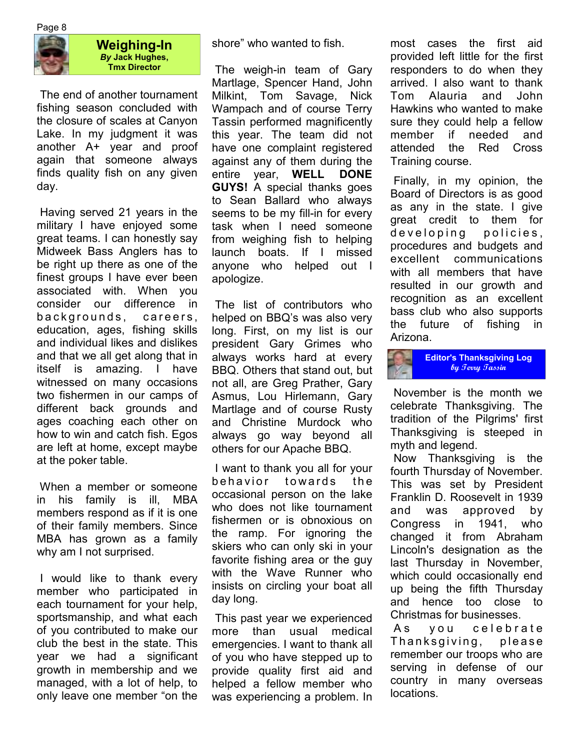## Weighing-In

***By* Jack Hughes, Tmx Director**

The end of another tournament fishing season concluded with the closure of scales at Canyon Lake. In my judgment it was another A+ year and proof again that someone always finds quality fish on any given day.

Having served 21 years in the military I have enjoyed some great teams. I can honestly say Midweek Bass Anglers has to be right up there as one of the finest groups I have ever been associated with. When you consider our difference in backgrounds, careers, education, ages, fishing skills and individual likes and dislikes and that we all get along that in itself is amazing. I have witnessed on many occasions two fishermen in our camps of different back grounds and ages coaching each other on how to win and catch fish. Egos are left at home, except maybe at the poker table.

When a member or someone in his family is ill, MBA members respond as if it is one of their family members. Since MBA has grown as a family why am I not surprised.

I would like to thank every member who participated in each tournament for your help, sportsmanship, and what each of you contributed to make our club the best in the state. This year we had a significant growth in membership and we managed, with a lot of help, to only leave one member "on the shore" who wanted to fish.

The weigh-in team of Gary Martlage, Spencer Hand, John Milkint, Tom Savage, Nick Wampach and of course Terry Tassin performed magnificently this year. The team did not have one complaint registered against any of them during the entire year, **WELL DONE GUYS!** A special thanks goes to Sean Ballard who always seems to be my fill-in for every task when I need someone from weighing fish to helping launch boats. If I missed anyone who helped out I apologize.

The list of contributors who helped on BBQ's was also very long. First, on my list is our president Gary Grimes who always works hard at every BBQ. Others that stand out, but not all, are Greg Prather, Gary Asmus, Lou Hirlemann, Gary Martlage and of course Rusty and Christine Murdock who always go way beyond all others for our Apache BBQ.

I want to thank you all for your behavior towards the occasional person on the lake who does not like tournament fishermen or is obnoxious on the ramp. For ignoring the skiers who can only ski in your favorite fishing area or the guy with the Wave Runner who insists on circling your boat all day long.

This past year we experienced more than usual medical emergencies. I want to thank all of you who have stepped up to provide quality first aid and helped a fellow member who was experiencing a problem. In most cases the first aid provided left little for the first responders to do when they arrived. I also want to thank Tom Alauria and John Hawkins who wanted to make sure they could help a fellow member if needed and attended the Red Cross Training course.

Finally, in my opinion, the Board of Directors is as good as any in the state. I give great credit to them for developing policies, procedures and budgets and excellent communications with all members that have resulted in our growth and recognition as an excellent bass club who also supports the future of fishing in Arizona.

## Editor's Thanksgiving Log

*by Terry Tassin*

November is the month we celebrate Thanksgiving. The tradition of the Pilgrims' first Thanksgiving is steeped in myth and legend.

Now Thanksgiving is the fourth Thursday of November. This was set by President Franklin D. Roosevelt in 1939 and was approved by Congress in 1941, who changed it from Abraham Lincoln's designation as the last Thursday in November, which could occasionally end up being the fifth Thursday and hence too close to Christmas for businesses.

As you celebrate Thanksgiving, please remember our troops who are serving in defense of our country in many overseas locations.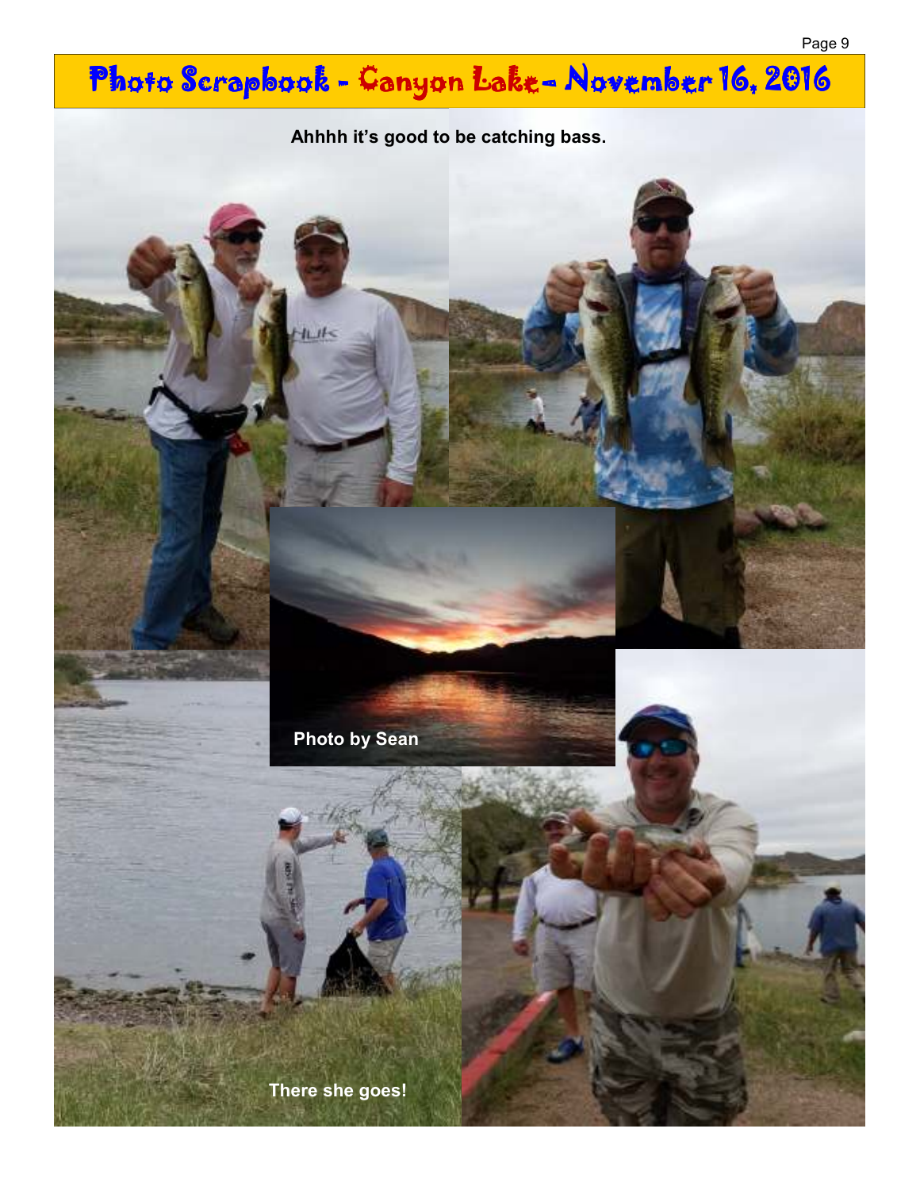# Photo Scrapbook - Canyon Lake - November 16, 2016

Ahhhh it's good to be catching bass.

Photo by Sean

There she goes!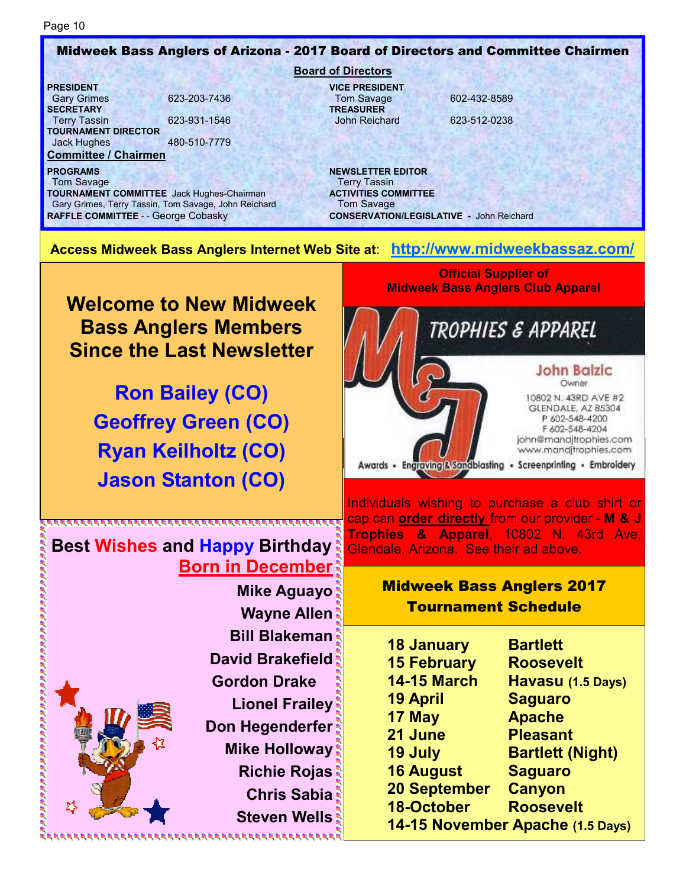## Midweek Bass Anglers of Arizona - 2017 Board of Directors and Committee Chairmen

### Board of Directors

| | | | |
|---|---|---|---|
| **PRESIDENT** | | **VICE PRESIDENT** | |
| Gary Grimes | 623-203-7436 | Tom Savage | 602-432-8589 |
| **SECRETARY** | | **TREASURER** | |
| Terry Tassin | 623-931-1546 | John Reichard | 623-512-0238 |
| **TOURNAMENT DIRECTOR** | | | |
| Jack Hughes | 480-510-7779 | | |

### Committee / Chairmen

**PROGRAMS**
Tom Savage

**TOURNAMENT COMMITTEE** Jack Hughes-Chairman
Gary Grimes, Terry Tassin, Tom Savage, John Reichard

**RAFFLE COMMITTEE** - - George Cobasky

**NEWSLETTER EDITOR**
Terry Tassin

**ACTIVITIES COMMITTEE**
Tom Savage

**CONSERVATION/LEGISLATIVE** - John Reichard

**Access Midweek Bass Anglers Internet Web Site at**: http://www.midweekbassaz.com/

## Welcome to New Midweek Bass Anglers Members Since the Last Newsletter

**Ron Bailey (CO)**
**Geoffrey Green (CO)**
**Ryan Keilholtz (CO)**
**Jason Stanton (CO)**

**Official Supplier of Midweek Bass Anglers Club Apparel**

M&J TROPHIES & APPAREL
John Balzic
Owner
10802 N. 43RD AVE #2
GLENDALE, AZ 85304
P 602-548-4200
F 602-548-4204
john@mandjtrophies.com
www.mandjtrophies.com
Awards • Engraving & Sandblasting • Screenprinting • Embroidery

Individuals wishing to purchase a club shirt or cap can **order directly** from our provider - **M & J Trophies & Apparel**, 10802 N. 43rd Ave, Glendale, Arizona. See their ad above.

## Best Wishes and Happy Birthday

### Born in December

**Mike Aguayo**
**Wayne Allen**
**Bill Blakeman**
**David Brakefield**
**Gordon Drake**
**Lionel Frailey**
**Don Hegenderfer**
**Mike Holloway**
**Richie Rojas**
**Chris Sabia**
**Steven Wells**

## Midweek Bass Anglers 2017 Tournament Schedule

| | |
|---|---|
| 18 January | Bartlett |
| 15 February | Roosevelt |
| 14-15 March | Havasu (1.5 Days) |
| 19 April | Saguaro |
| 17 May | Apache |
| 21 June | Pleasant |
| 19 July | Bartlett (Night) |
| 16 August | Saguaro |
| 20 September | Canyon |
| 18-October | Roosevelt |
| 14-15 November | Apache (1.5 Days) |